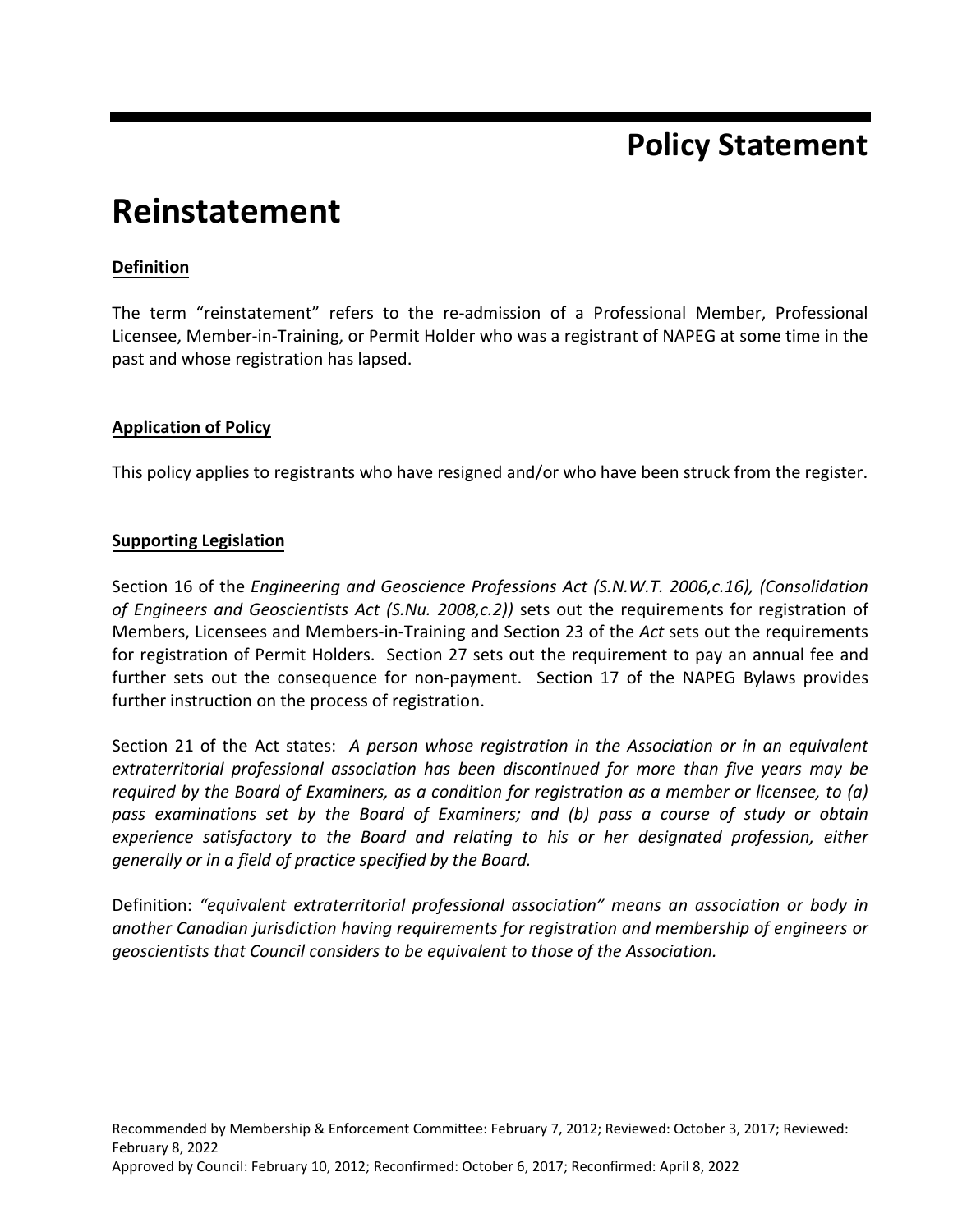# Policy Statement

# Reinstatement

**Definition**

The term "reinstatement" refers to the re-admission of a Professional Member, Professional Licensee, Member-in-Training, or Permit Holder who was a registrant of NAPEG at some time in the past and whose registration has lapsed.

**Application of Policy**

This policy applies to registrants who have resigned and/or who have been struck from the register.

**Supporting Legislation**

Section 16 of the *Engineering and Geoscience Professions Act (S.N.W.T. 2006,c.16), (Consolidation of Engineers and Geoscientists Act (S.Nu. 2008,c.2))* sets out the requirements for registration of Members, Licensees and Members-in-Training and Section 23 of the *Act* sets out the requirements for registration of Permit Holders. Section 27 sets out the requirement to pay an annual fee and further sets out the consequence for non-payment. Section 17 of the NAPEG Bylaws provides further instruction on the process of registration.

Section 21 of the Act states: *A person whose registration in the Association or in an equivalent extraterritorial professional association has been discontinued for more than five years may be required by the Board of Examiners, as a condition for registration as a member or licensee, to (a) pass examinations set by the Board of Examiners; and (b) pass a course of study or obtain experience satisfactory to the Board and relating to his or her designated profession, either generally or in a field of practice specified by the Board.*

Definition: *"equivalent extraterritorial professional association" means an association or body in another Canadian jurisdiction having requirements for registration and membership of engineers or geoscientists that Council considers to be equivalent to those of the Association.*

Recommended by Membership & Enforcement Committee: February 7, 2012; Reviewed: October 3, 2017; Reviewed: February 8, 2022
Approved by Council: February 10, 2012; Reconfirmed: October 6, 2017; Reconfirmed: April 8, 2022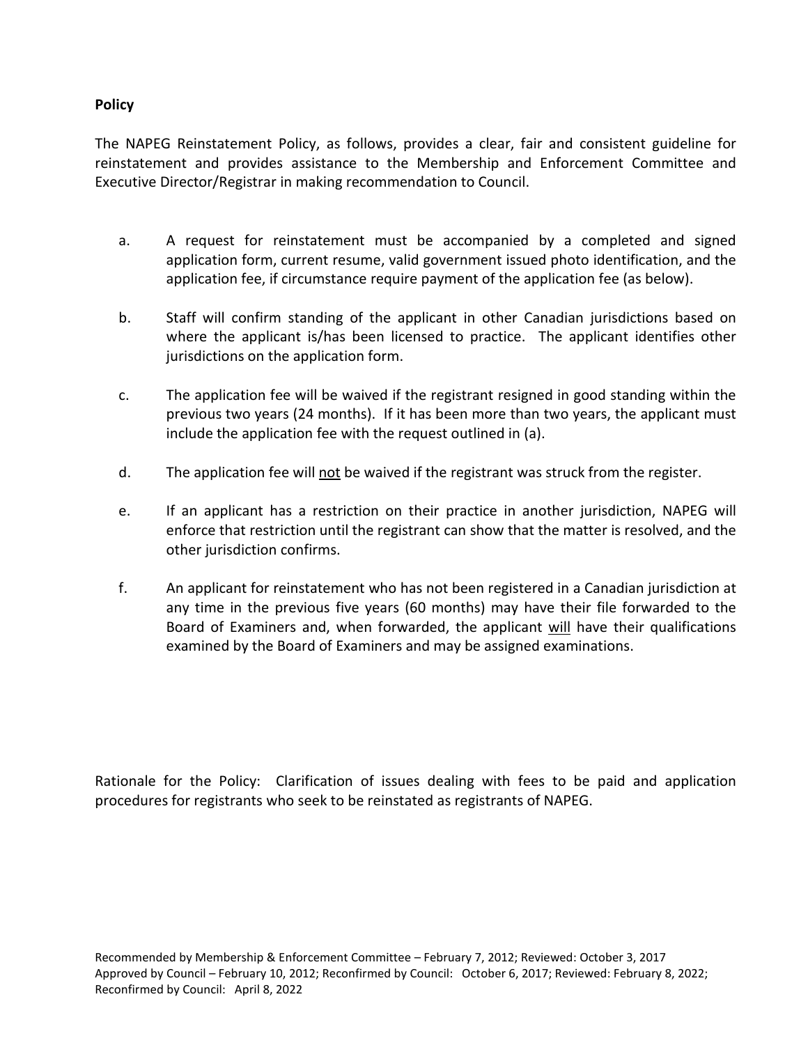**Policy**

The NAPEG Reinstatement Policy, as follows, provides a clear, fair and consistent guideline for reinstatement and provides assistance to the Membership and Enforcement Committee and Executive Director/Registrar in making recommendation to Council.

a. A request for reinstatement must be accompanied by a completed and signed application form, current resume, valid government issued photo identification, and the application fee, if circumstance require payment of the application fee (as below).

b. Staff will confirm standing of the applicant in other Canadian jurisdictions based on where the applicant is/has been licensed to practice. The applicant identifies other jurisdictions on the application form.

c. The application fee will be waived if the registrant resigned in good standing within the previous two years (24 months). If it has been more than two years, the applicant must include the application fee with the request outlined in (a).

d. The application fee will <u>not</u> be waived if the registrant was struck from the register.

e. If an applicant has a restriction on their practice in another jurisdiction, NAPEG will enforce that restriction until the registrant can show that the matter is resolved, and the other jurisdiction confirms.

f. An applicant for reinstatement who has not been registered in a Canadian jurisdiction at any time in the previous five years (60 months) may have their file forwarded to the Board of Examiners and, when forwarded, the applicant <u>will</u> have their qualifications examined by the Board of Examiners and may be assigned examinations.

Rationale for the Policy: Clarification of issues dealing with fees to be paid and application procedures for registrants who seek to be reinstated as registrants of NAPEG.

Recommended by Membership & Enforcement Committee – February 7, 2012; Reviewed: October 3, 2017
Approved by Council – February 10, 2012; Reconfirmed by Council: October 6, 2017; Reviewed: February 8, 2022; Reconfirmed by Council: April 8, 2022